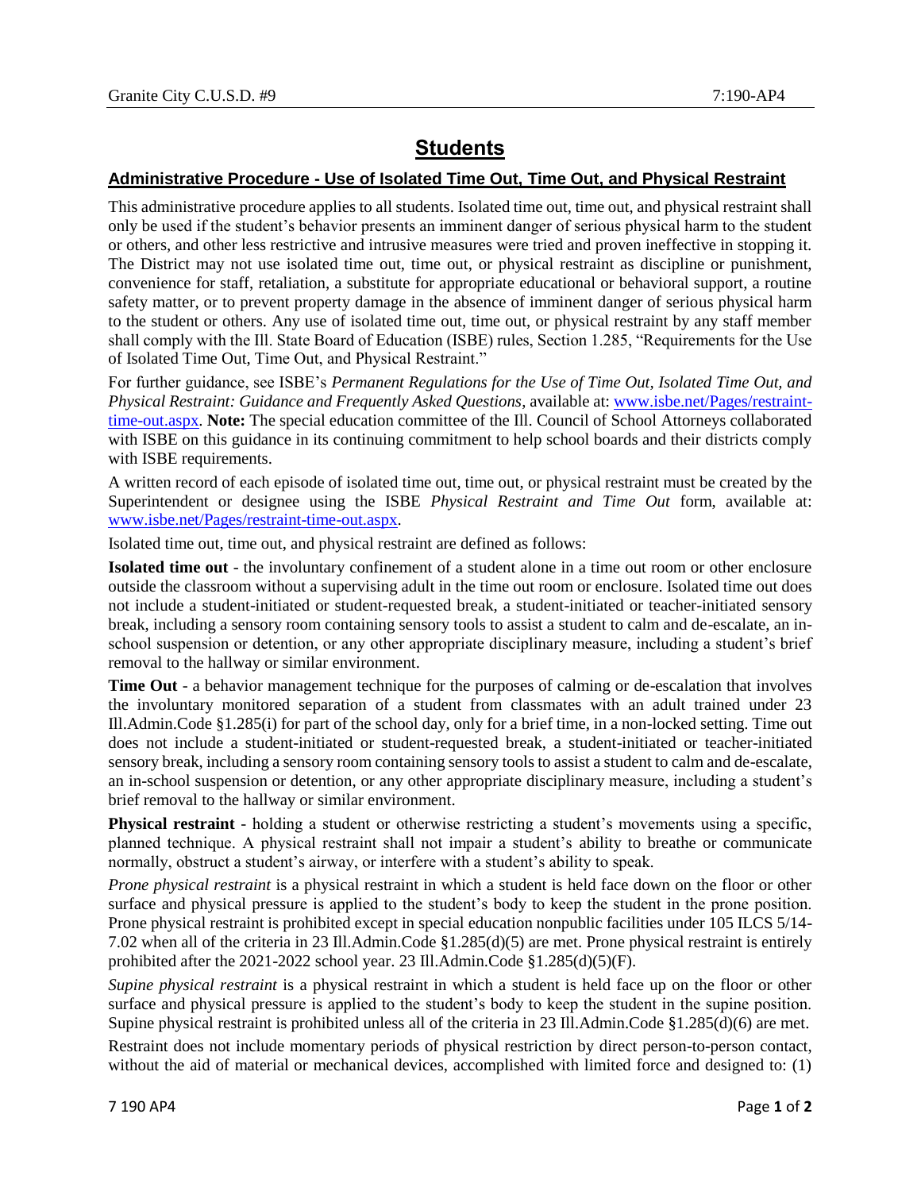# Students

## Administrative Procedure - Use of Isolated Time Out, Time Out, and Physical Restraint

This administrative procedure applies to all students. Isolated time out, time out, and physical restraint shall only be used if the student's behavior presents an imminent danger of serious physical harm to the student or others, and other less restrictive and intrusive measures were tried and proven ineffective in stopping it. The District may not use isolated time out, time out, or physical restraint as discipline or punishment, convenience for staff, retaliation, a substitute for appropriate educational or behavioral support, a routine safety matter, or to prevent property damage in the absence of imminent danger of serious physical harm to the student or others. Any use of isolated time out, time out, or physical restraint by any staff member shall comply with the Ill. State Board of Education (ISBE) rules, Section 1.285, "Requirements for the Use of Isolated Time Out, Time Out, and Physical Restraint."

For further guidance, see ISBE's *Permanent Regulations for the Use of Time Out, Isolated Time Out, and Physical Restraint: Guidance and Frequently Asked Questions*, available at: [www.isbe.net/Pages/restraint-time-out.aspx](www.isbe.net/Pages/restraint-time-out.aspx). **Note:** The special education committee of the Ill. Council of School Attorneys collaborated with ISBE on this guidance in its continuing commitment to help school boards and their districts comply with ISBE requirements.

A written record of each episode of isolated time out, time out, or physical restraint must be created by the Superintendent or designee using the ISBE *Physical Restraint and Time Out* form, available at: [www.isbe.net/Pages/restraint-time-out.aspx](www.isbe.net/Pages/restraint-time-out.aspx).

Isolated time out, time out, and physical restraint are defined as follows:

**Isolated time out** - the involuntary confinement of a student alone in a time out room or other enclosure outside the classroom without a supervising adult in the time out room or enclosure. Isolated time out does not include a student-initiated or student-requested break, a student-initiated or teacher-initiated sensory break, including a sensory room containing sensory tools to assist a student to calm and de-escalate, an in-school suspension or detention, or any other appropriate disciplinary measure, including a student's brief removal to the hallway or similar environment.

**Time Out** - a behavior management technique for the purposes of calming or de-escalation that involves the involuntary monitored separation of a student from classmates with an adult trained under 23 Ill.Admin.Code §1.285(i) for part of the school day, only for a brief time, in a non-locked setting. Time out does not include a student-initiated or student-requested break, a student-initiated or teacher-initiated sensory break, including a sensory room containing sensory tools to assist a student to calm and de-escalate, an in-school suspension or detention, or any other appropriate disciplinary measure, including a student's brief removal to the hallway or similar environment.

**Physical restraint** - holding a student or otherwise restricting a student's movements using a specific, planned technique. A physical restraint shall not impair a student's ability to breathe or communicate normally, obstruct a student's airway, or interfere with a student's ability to speak.

*Prone physical restraint* is a physical restraint in which a student is held face down on the floor or other surface and physical pressure is applied to the student's body to keep the student in the prone position. Prone physical restraint is prohibited except in special education nonpublic facilities under 105 ILCS 5/14-7.02 when all of the criteria in 23 Ill.Admin.Code §1.285(d)(5) are met. Prone physical restraint is entirely prohibited after the 2021-2022 school year. 23 Ill.Admin.Code §1.285(d)(5)(F).

*Supine physical restraint* is a physical restraint in which a student is held face up on the floor or other surface and physical pressure is applied to the student's body to keep the student in the supine position. Supine physical restraint is prohibited unless all of the criteria in 23 Ill.Admin.Code §1.285(d)(6) are met.

Restraint does not include momentary periods of physical restriction by direct person-to-person contact, without the aid of material or mechanical devices, accomplished with limited force and designed to: (1)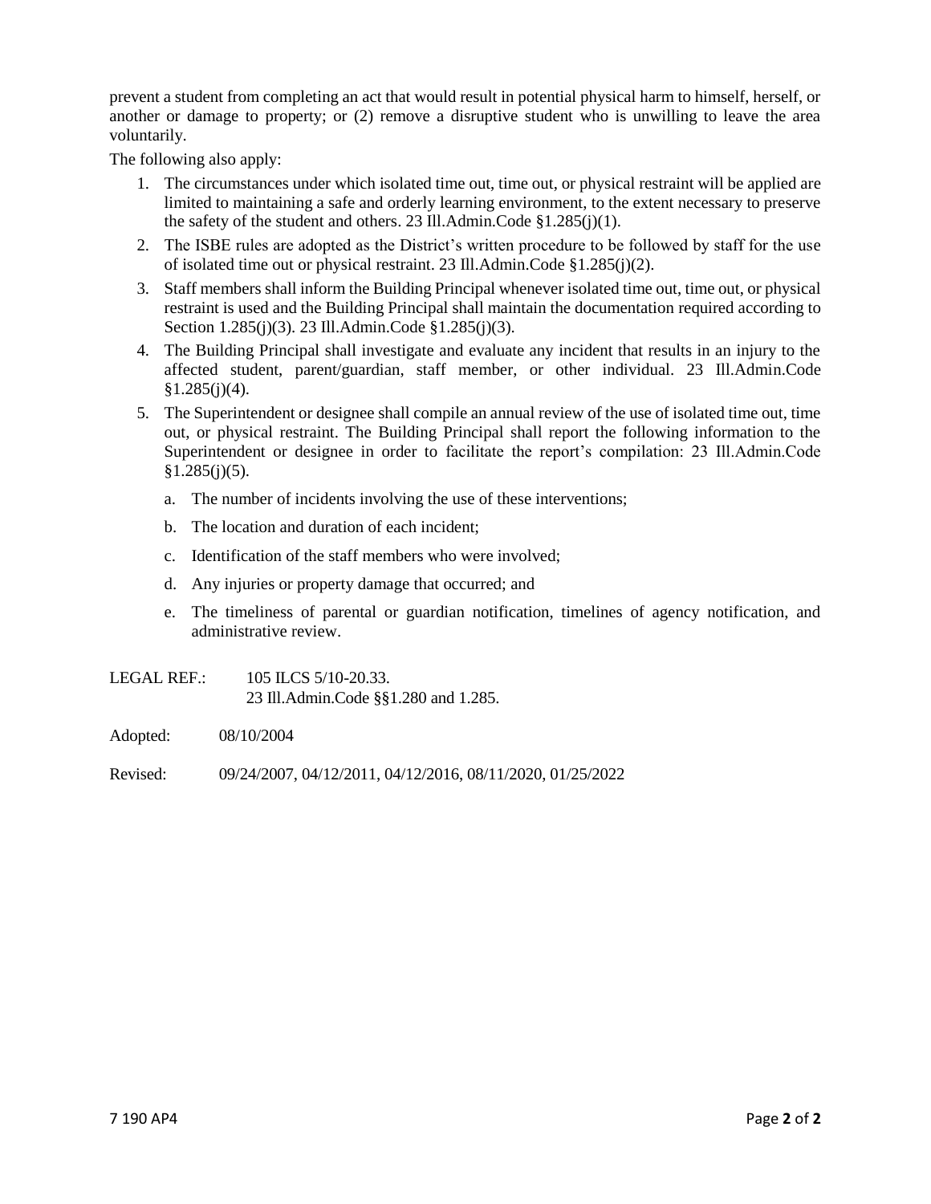prevent a student from completing an act that would result in potential physical harm to himself, herself, or another or damage to property; or (2) remove a disruptive student who is unwilling to leave the area voluntarily.

The following also apply:

1. The circumstances under which isolated time out, time out, or physical restraint will be applied are limited to maintaining a safe and orderly learning environment, to the extent necessary to preserve the safety of the student and others. 23 Ill.Admin.Code §1.285(j)(1).
2. The ISBE rules are adopted as the District's written procedure to be followed by staff for the use of isolated time out or physical restraint. 23 Ill.Admin.Code §1.285(j)(2).
3. Staff members shall inform the Building Principal whenever isolated time out, time out, or physical restraint is used and the Building Principal shall maintain the documentation required according to Section 1.285(j)(3). 23 Ill.Admin.Code §1.285(j)(3).
4. The Building Principal shall investigate and evaluate any incident that results in an injury to the affected student, parent/guardian, staff member, or other individual. 23 Ill.Admin.Code §1.285(j)(4).
5. The Superintendent or designee shall compile an annual review of the use of isolated time out, time out, or physical restraint. The Building Principal shall report the following information to the Superintendent or designee in order to facilitate the report's compilation: 23 Ill.Admin.Code §1.285(j)(5).
   a. The number of incidents involving the use of these interventions;
   b. The location and duration of each incident;
   c. Identification of the staff members who were involved;
   d. Any injuries or property damage that occurred; and
   e. The timeliness of parental or guardian notification, timelines of agency notification, and administrative review.

LEGAL REF.: 105 ILCS 5/10-20.33.
23 Ill.Admin.Code §§1.280 and 1.285.

Adopted: 08/10/2004

Revised: 09/24/2007, 04/12/2011, 04/12/2016, 08/11/2020, 01/25/2022